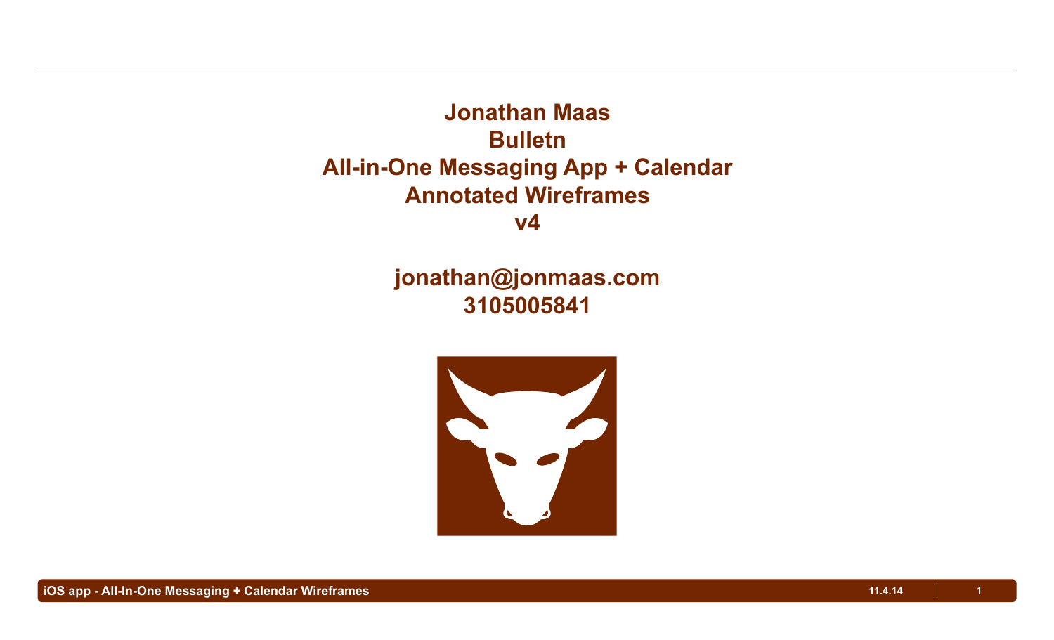# Jonathan Maas
# Bulletn
# All-in-One Messaging App + Calendar
# Annotated Wireframes
# v4

**jonathan@jonmaas.com**
**3105005841**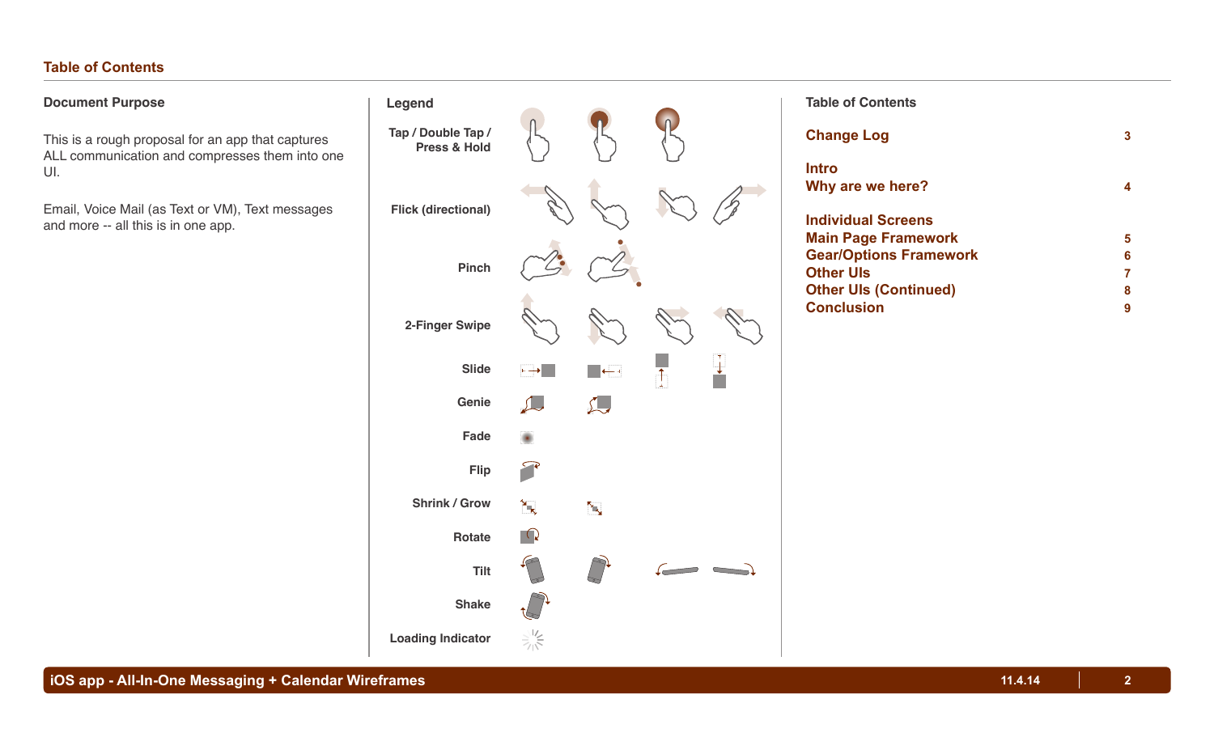## Table of Contents

### Document Purpose

This is a rough proposal for an app that captures ALL communication and compresses them into one UI.

Email, Voice Mail (as Text or VM), Text messages and more -- all this is in one app.

### Legend

- Tap / Double Tap / Press & Hold
- Flick (directional)
- Pinch
- 2-Finger Swipe
- Slide
- Genie
- Fade
- Flip
- Shrink / Grow
- Rotate
- Tilt
- Shake
- Loading Indicator

### Table of Contents

| | |
|---|---|
| **Change Log** | 3 |
| **Intro** | |
| **Why are we here?** | 4 |
| **Individual Screens** | |
| **Main Page Framework** | 5 |
| **Gear/Options Framework** | 6 |
| **Other UIs** | 7 |
| **Other UIs (Continued)** | 8 |
| **Conclusion** | 9 |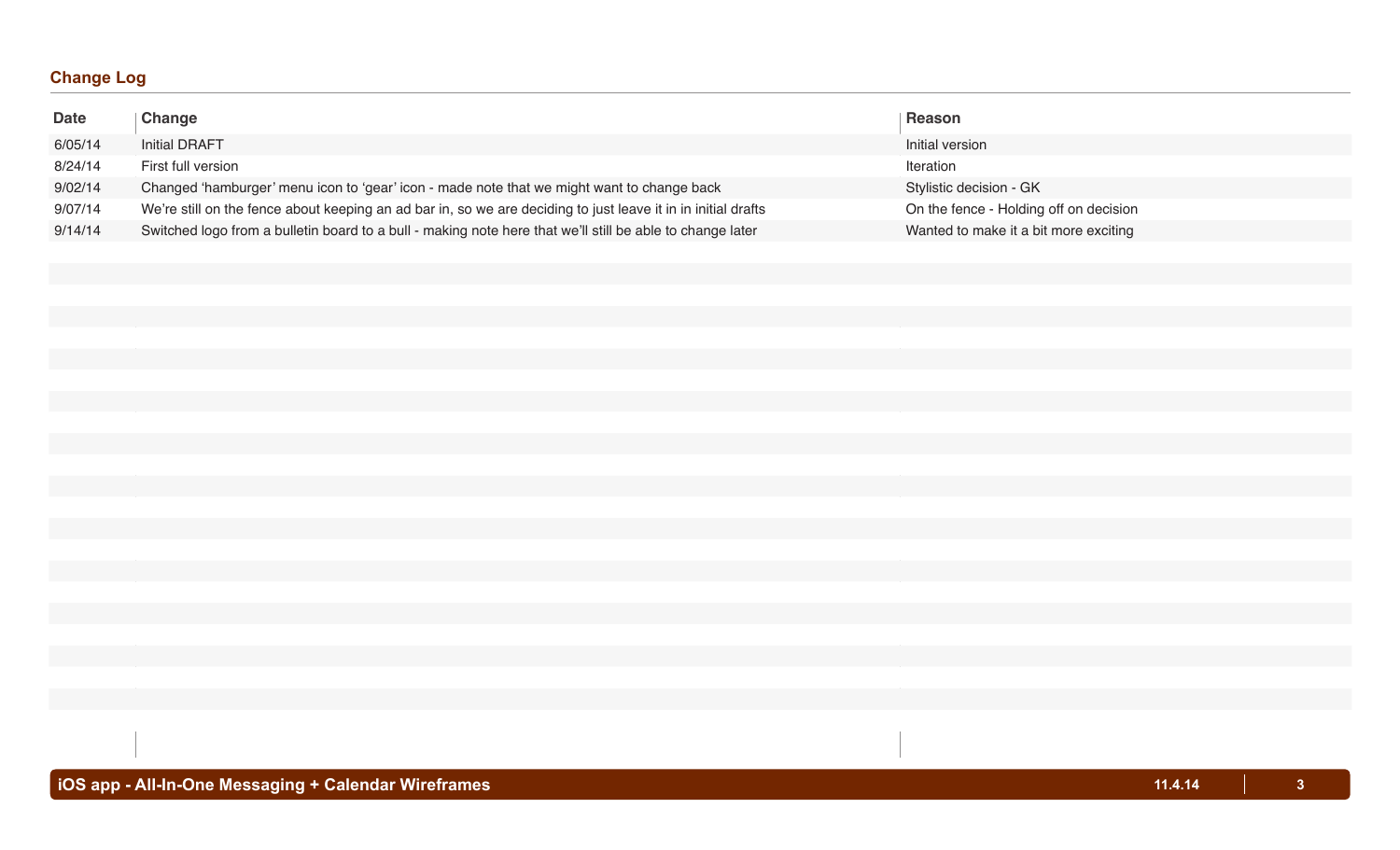## Change Log

| Date | Change | Reason |
|---|---|---|
| 6/05/14 | Initial DRAFT | Initial version |
| 8/24/14 | First full version | Iteration |
| 9/02/14 | Changed ‘hamburger’ menu icon to ‘gear’ icon - made note that we might want to change back | Stylistic decision - GK |
| 9/07/14 | We’re still on the fence about keeping an ad bar in, so we are deciding to just leave it in in initial drafts | On the fence - Holding off on decision |
| 9/14/14 | Switched logo from a bulletin board to a bull - making note here that we’ll still be able to change later | Wanted to make it a bit more exciting |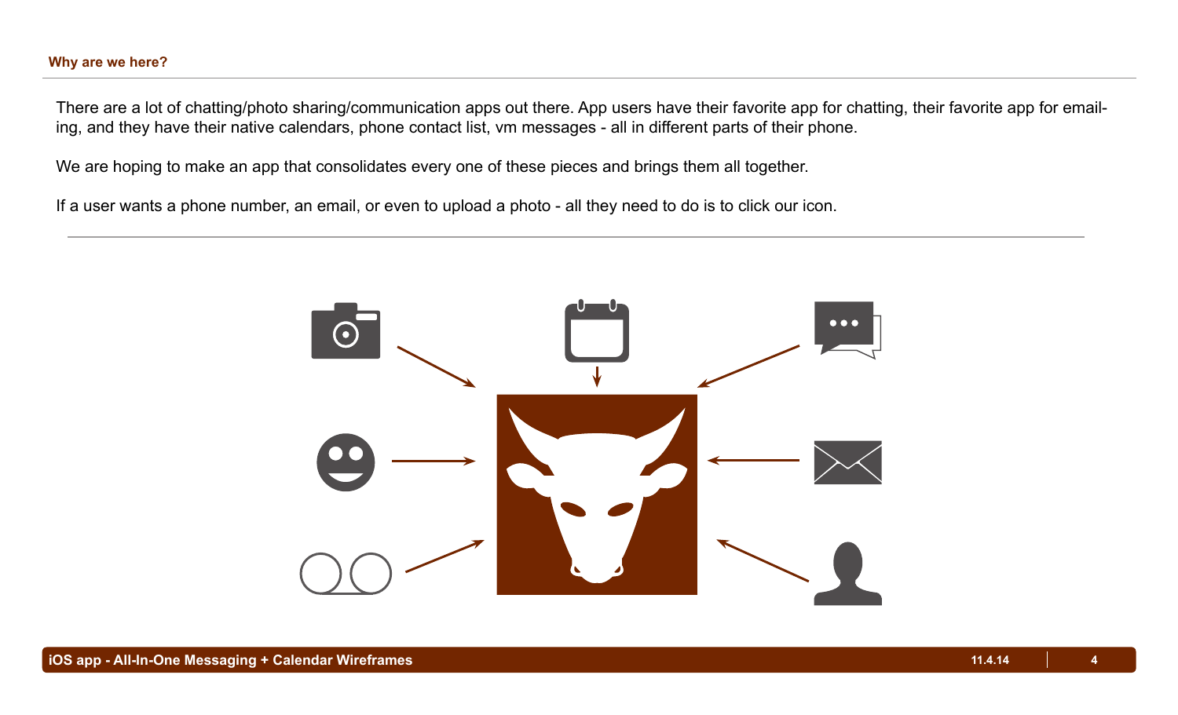## Why are we here?

There are a lot of chatting/photo sharing/communication apps out there. App users have their favorite app for chatting, their favorite app for emailing, and they have their native calendars, phone contact list, vm messages - all in different parts of their phone.

We are hoping to make an app that consolidates every one of these pieces and brings them all together.

If a user wants a phone number, an email, or even to upload a photo - all they need to do is to click our icon.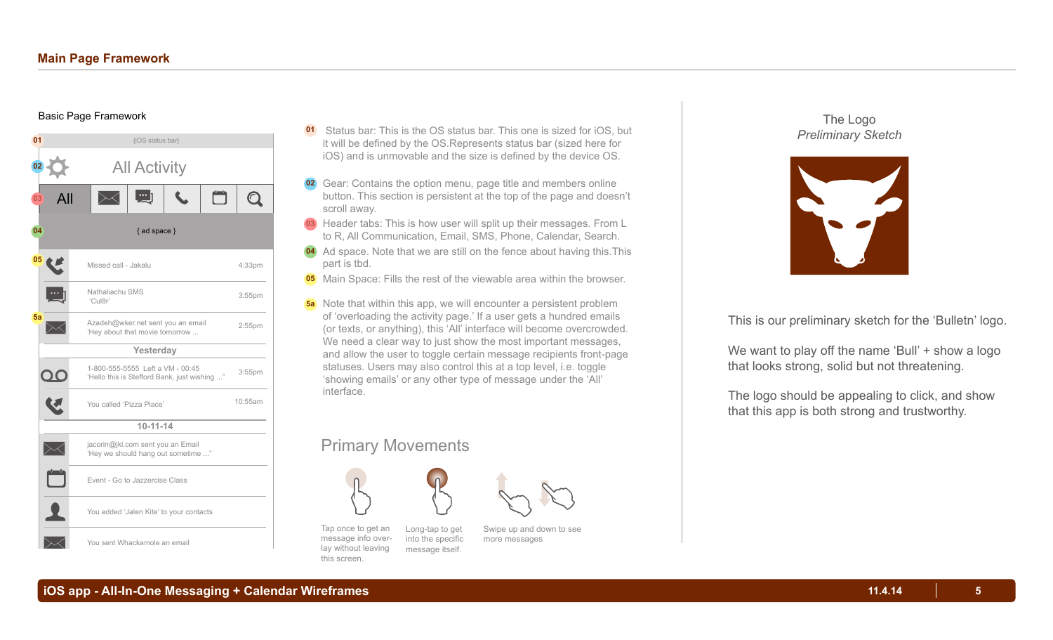# Main Page Framework

## Basic Page Framework

{iOS status bar}

All Activity

All

{ ad space }

| | | |
|---|---|---|
| Missed call - Jakalu | | 4:33pm |
| Nathaliachu SMS 'Cul8r' | | 3:55pm |
| Azadeh@wker.net sent you an email 'Hey about that movie tomorrow ... | | 2:55pm |

Yesterday

| | |
|---|---|
| 1-800-555-5555 Left a VM - 00:45 'Hello this is Stefford Bank, just wishing ...' | 3:55pm |
| You called 'Pizza Place' | 10:55am |

10-11-14

- jacorin@jkl.com sent you an Email 'Hey we should hang out sometime ...'
- Event - Go to Jazzercise Class
- You added 'Jalen Kite' to your contacts
- You sent Whackamole an email

**01** Status bar: This is the OS status bar. This one is sized for iOS, but it will be defined by the OS.Represents status bar (sized here for iOS) and is unmovable and the size is defined by the device OS.

**02** Gear: Contains the option menu, page title and members online button. This section is persistent at the top of the page and doesn't scroll away.

**03** Header tabs: This is how user will split up their messages. From L to R, All Communication, Email, SMS, Phone, Calendar, Search.

**04** Ad space. Note that we are still on the fence about having this.This part is tbd.

**05** Main Space: Fills the rest of the viewable area within the browser.

**5a** Note that within this app, we will encounter a persistent problem of 'overloading the activity page.' If a user gets a hundred emails (or texts, or anything), this 'All' interface will become overcrowded. We need a clear way to just show the most important messages, and allow the user to toggle certain message recipients front-page statuses. Users may also control this at a top level, i.e. toggle 'showing emails' or any other type of message under the 'All' interface.

## Primary Movements

- Tap once to get an message info over-lay without leaving this screen.
- Long-tap to get into the specific message itself.
- Swipe up and down to see more messages

## The Logo

*Preliminary Sketch*

This is our preliminary sketch for the 'Bulletn' logo.

We want to play off the name 'Bull' + show a logo that looks strong, solid but not threatening.

The logo should be appealing to click, and show that this app is both strong and trustworthy.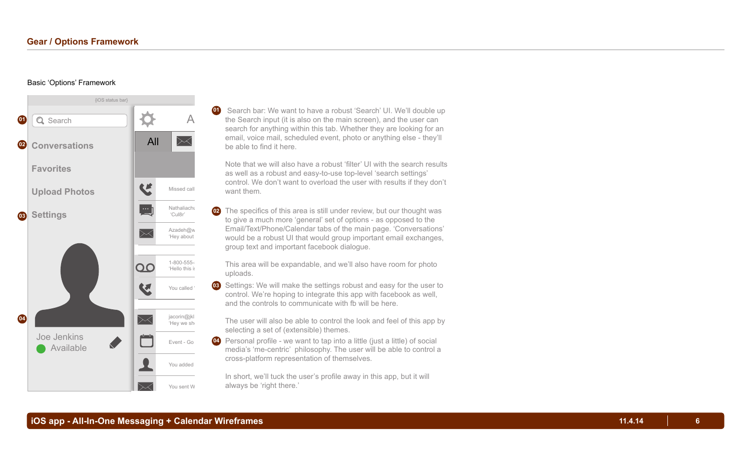## Gear / Options Framework

Basic 'Options' Framework

{iOS status bar}

01 Search

02 Conversations

Favorites

Upload Photos

03 Settings

04

Joe Jenkins
Available

All

Missed call

Nathaliachu
'Cul8r'

Azadeh@w
'Hey about

1-800-555-
'Hello this is

You called '

jacorin@jkl
'Hey we sh

Event - Go

You added

You sent W

**01** Search bar: We want to have a robust 'Search' UI. We'll double up the Search input (it is also on the main screen), and the user can search for anything within this tab. Whether they are looking for an email, voice mail, scheduled event, photo or anything else - they'll be able to find it here.

Note that we will also have a robust 'filter' UI with the search results as well as a robust and easy-to-use top-level 'search settings' control. We don't want to overload the user with results if they don't want them.

**02** The specifics of this area is still under review, but our thought was to give a much more 'general' set of options - as opposed to the Email/Text/Phone/Calendar tabs of the main page. 'Conversations' would be a robust UI that would group important email exchanges, group text and important facebook dialogue.

This area will be expandable, and we'll also have room for photo uploads.

**03** Settings: We will make the settings robust and easy for the user to control. We're hoping to integrate this app with facebook as well, and the controls to communicate with fb will be here.

The user will also be able to control the look and feel of this app by selecting a set of (extensible) themes.

**04** Personal profile - we want to tap into a little (just a little) of social media's 'me-centric' philosophy. The user will be able to control a cross-platform representation of themselves.

In short, we'll tuck the user's profile away in this app, but it will always be 'right there.'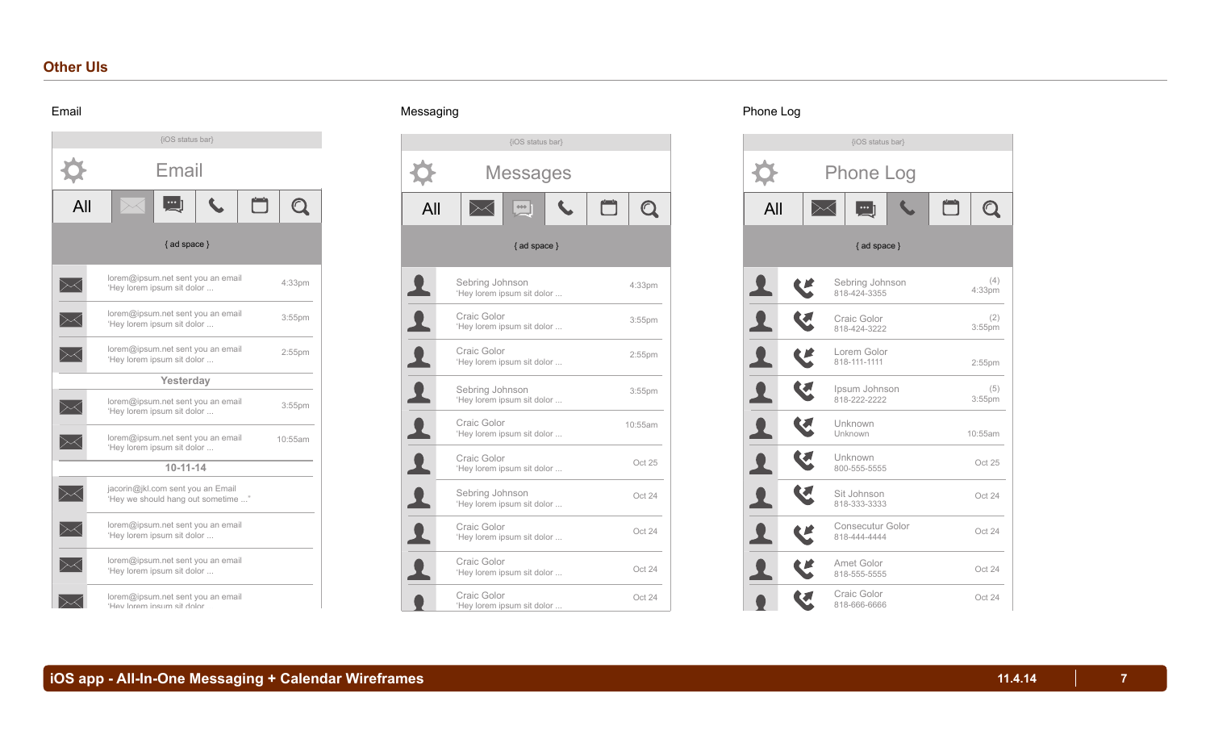## Other UIs

### Email

{iOS status bar}

**Email**

All

{ ad space }

| | | |
|---|---|---|
| | lorem@ipsum.net sent you an email 'Hey lorem ipsum sit dolor ... | 4:33pm |
| | lorem@ipsum.net sent you an email 'Hey lorem ipsum sit dolor ... | 3:55pm |
| | lorem@ipsum.net sent you an email 'Hey lorem ipsum sit dolor ... | 2:55pm |
| | **Yesterday** | |
| | lorem@ipsum.net sent you an email 'Hey lorem ipsum sit dolor ... | 3:55pm |
| | lorem@ipsum.net sent you an email 'Hey lorem ipsum sit dolor ... | 10:55am |
| | **10-11-14** | |
| | jacorin@jkl.com sent you an Email 'Hey we should hang out sometime ...' | |
| | lorem@ipsum.net sent you an email 'Hey lorem ipsum sit dolor ... | |
| | lorem@ipsum.net sent you an email 'Hey lorem ipsum sit dolor ... | |
| | lorem@ipsum.net sent you an email 'Hey lorem ipsum sit dolor ... | |

### Messaging

{iOS status bar}

**Messages**

All

{ ad space }

| Name | Message | Time |
|---|---|---|
| Sebring Johnson | 'Hey lorem ipsum sit dolor ... | 4:33pm |
| Craic Golor | 'Hey lorem ipsum sit dolor ... | 3:55pm |
| Craic Golor | 'Hey lorem ipsum sit dolor ... | 2:55pm |
| Sebring Johnson | 'Hey lorem ipsum sit dolor ... | 3:55pm |
| Craic Golor | 'Hey lorem ipsum sit dolor ... | 10:55am |
| Craic Golor | 'Hey lorem ipsum sit dolor ... | Oct 25 |
| Sebring Johnson | 'Hey lorem ipsum sit dolor ... | Oct 24 |
| Craic Golor | 'Hey lorem ipsum sit dolor ... | Oct 24 |
| Craic Golor | 'Hey lorem ipsum sit dolor ... | Oct 24 |
| Craic Golor | 'Hey lorem ipsum sit dolor ... | Oct 24 |

### Phone Log

{iOS status bar}

**Phone Log**

All

{ ad space }

| Name | Number | Time |
|---|---|---|
| Sebring Johnson | 818-424-3355 | (4) 4:33pm |
| Craic Golor | 818-424-3222 | (2) 3:55pm |
| Lorem Golor | 818-111-1111 | 2:55pm |
| Ipsum Johnson | 818-222-2222 | (5) 3:55pm |
| Unknown | Unknown | 10:55am |
| Unknown | 800-555-5555 | Oct 25 |
| Sit Johnson | 818-333-3333 | Oct 24 |
| Consecutur Golor | 818-444-4444 | Oct 24 |
| Amet Golor | 818-555-5555 | Oct 24 |
| Craic Golor | 818-666-6666 | Oct 24 |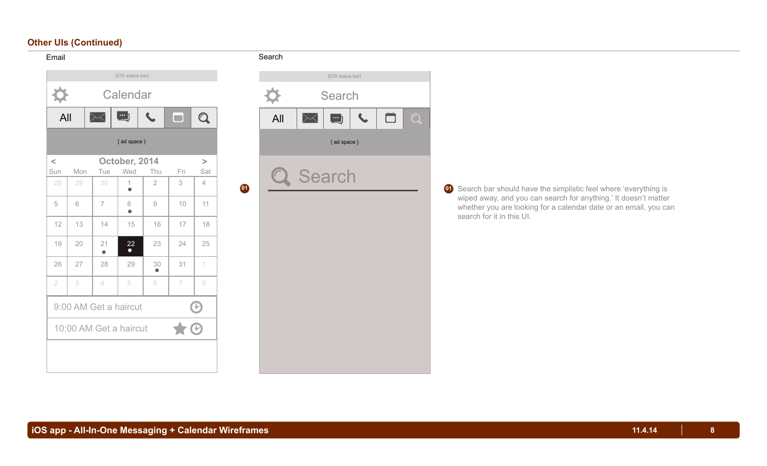## Other UIs (Continued)

Email

{iOS status bar}

Calendar

All

{ ad space }

< October, 2014 >

| Sun | Mon | Tue | Wed | Thu | Fri | Sat |
|---|---|---|---|---|---|---|
| 28 | 29 | 30 | 1 | 2 | 3 | 4 |
| 5 | 6 | 7 | 8 | 9 | 10 | 11 |
| 12 | 13 | 14 | 15 | 16 | 17 | 18 |
| 19 | 20 | 21 | 22 | 23 | 24 | 25 |
| 26 | 27 | 28 | 29 | 30 | 31 | 1 |
| 2 | 3 | 4 | 5 | 6 | 7 | 8 |

9:00 AM Get a haircut

10:00 AM Get a haircut

Search

{iOS status bar}

Search

All

{ ad space }

01

Search

01 Search bar should have the simplistic feel where 'everything is wiped away, and you can search for anything.' It doesn't matter whether you are looking for a calendar date or an email, you can search for it in this UI.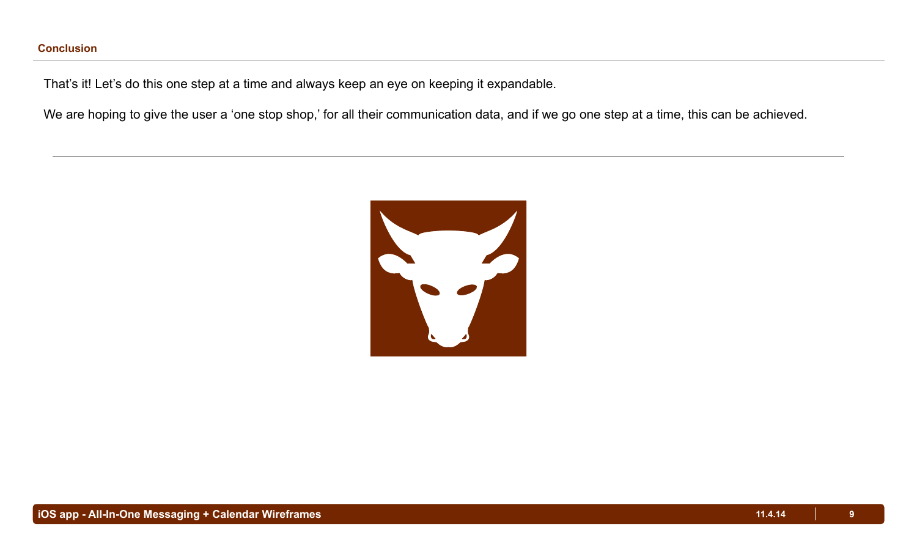## Conclusion

That's it! Let's do this one step at a time and always keep an eye on keeping it expandable.

We are hoping to give the user a 'one stop shop,' for all their communication data, and if we go one step at a time, this can be achieved.